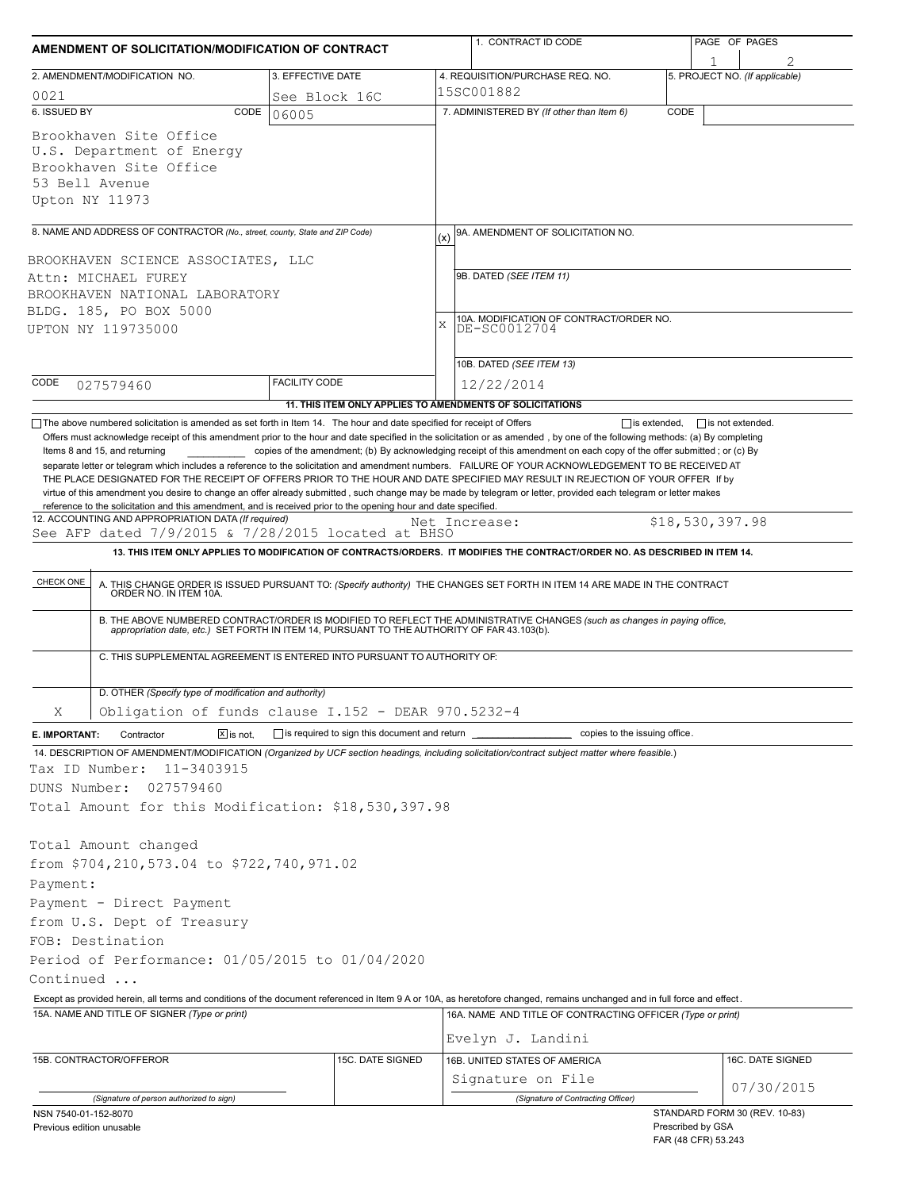# AMENDMENT OF SOLICITATION/MODIFICATION OF CONTRACT

| 1. CONTRACT ID CODE | PAGE OF PAGES |
|---|---|
| | 1 of 2 |

| 2. AMENDMENT/MODIFICATION NO. | 3. EFFECTIVE DATE | 4. REQUISITION/PURCHASE REQ. NO. | 5. PROJECT NO. (If applicable) |
|---|---|---|---|
| 0021 | See Block 16C | 15SC001882 | |

**6. ISSUED BY** CODE 06005

Brookhaven Site Office
U.S. Department of Energy
Brookhaven Site Office
53 Bell Avenue
Upton NY 11973

**7. ADMINISTERED BY** (If other than Item 6) CODE

**8. NAME AND ADDRESS OF CONTRACTOR** (No., street, county, State and ZIP Code)

BROOKHAVEN SCIENCE ASSOCIATES, LLC
Attn: MICHAEL FUREY
BROOKHAVEN NATIONAL LABORATORY
BLDG. 185, PO BOX 5000
UPTON NY 119735000

CODE 027579460 FACILITY CODE

(x) 9A. AMENDMENT OF SOLICITATION NO.

9B. DATED (SEE ITEM 11)

X 10A. MODIFICATION OF CONTRACT/ORDER NO.
DE-SC0012704

10B. DATED (SEE ITEM 13)
12/22/2014

## 11. THIS ITEM ONLY APPLIES TO AMENDMENTS OF SOLICITATIONS

☐ The above numbered solicitation is amended as set forth in Item 14. The hour and date specified for receipt of Offers ☐ is extended, ☐ is not extended.

Offers must acknowledge receipt of this amendment prior to the hour and date specified in the solicitation or as amended , by one of the following methods: (a) By completing Items 8 and 15, and returning ________ copies of the amendment; (b) By acknowledging receipt of this amendment on each copy of the offer submitted ; or (c) By separate letter or telegram which includes a reference to the solicitation and amendment numbers. FAILURE OF YOUR ACKNOWLEDGEMENT TO BE RECEIVED AT THE PLACE DESIGNATED FOR THE RECEIPT OF OFFERS PRIOR TO THE HOUR AND DATE SPECIFIED MAY RESULT IN REJECTION OF YOUR OFFER If by virtue of this amendment you desire to change an offer already submitted , such change may be made by telegram or letter, provided each telegram or letter makes reference to the solicitation and this amendment, and is received prior to the opening hour and date specified.

**12. ACCOUNTING AND APPROPRIATION DATA** (If required)
See AFP dated 7/9/2015 & 7/28/2015 located at BHSO — Net Increase: $18,530,397.98

## 13. THIS ITEM ONLY APPLIES TO MODIFICATION OF CONTRACTS/ORDERS. IT MODIFIES THE CONTRACT/ORDER NO. AS DESCRIBED IN ITEM 14.

| CHECK ONE | |
|---|---|
| | A. THIS CHANGE ORDER IS ISSUED PURSUANT TO: (Specify authority) THE CHANGES SET FORTH IN ITEM 14 ARE MADE IN THE CONTRACT ORDER NO. IN ITEM 10A. |
| | B. THE ABOVE NUMBERED CONTRACT/ORDER IS MODIFIED TO REFLECT THE ADMINISTRATIVE CHANGES (such as changes in paying office, appropriation date, etc.) SET FORTH IN ITEM 14, PURSUANT TO THE AUTHORITY OF FAR 43.103(b). |
| | C. THIS SUPPLEMENTAL AGREEMENT IS ENTERED INTO PURSUANT TO AUTHORITY OF: |
| X | D. OTHER (Specify type of modification and authority) Obligation of funds clause I.152 - DEAR 970.5232-4 |

**E. IMPORTANT:** Contractor ☒ is not, ☐ is required to sign this document and return ________ copies to the issuing office.

**14. DESCRIPTION OF AMENDMENT/MODIFICATION** (Organized by UCF section headings, including solicitation/contract subject matter where feasible.)

Tax ID Number: 11-3403915
DUNS Number: 027579460
Total Amount for this Modification: $18,530,397.98

Total Amount changed
from $704,210,573.04 to $722,740,971.02
Payment:
Payment - Direct Payment
from U.S. Dept of Treasury
FOB: Destination
Period of Performance: 01/05/2015 to 01/04/2020
Continued ...

Except as provided herein, all terms and conditions of the document referenced in Item 9 A or 10A, as heretofore changed, remains unchanged and in full force and effect.

| 15A. NAME AND TITLE OF SIGNER (Type or print) | | 16A. NAME AND TITLE OF CONTRACTING OFFICER (Type or print) | |
|---|---|---|---|
| | | Evelyn J. Landini | |
| **15B. CONTRACTOR/OFFEROR** | **15C. DATE SIGNED** | **16B. UNITED STATES OF AMERICA** | **16C. DATE SIGNED** |
| (Signature of person authorized to sign) | | Signature on File (Signature of Contracting Officer) | 07/30/2015 |

NSN 7540-01-152-8070
Previous edition unusable

STANDARD FORM 30 (REV. 10-83)
Prescribed by GSA
FAR (48 CFR) 53.243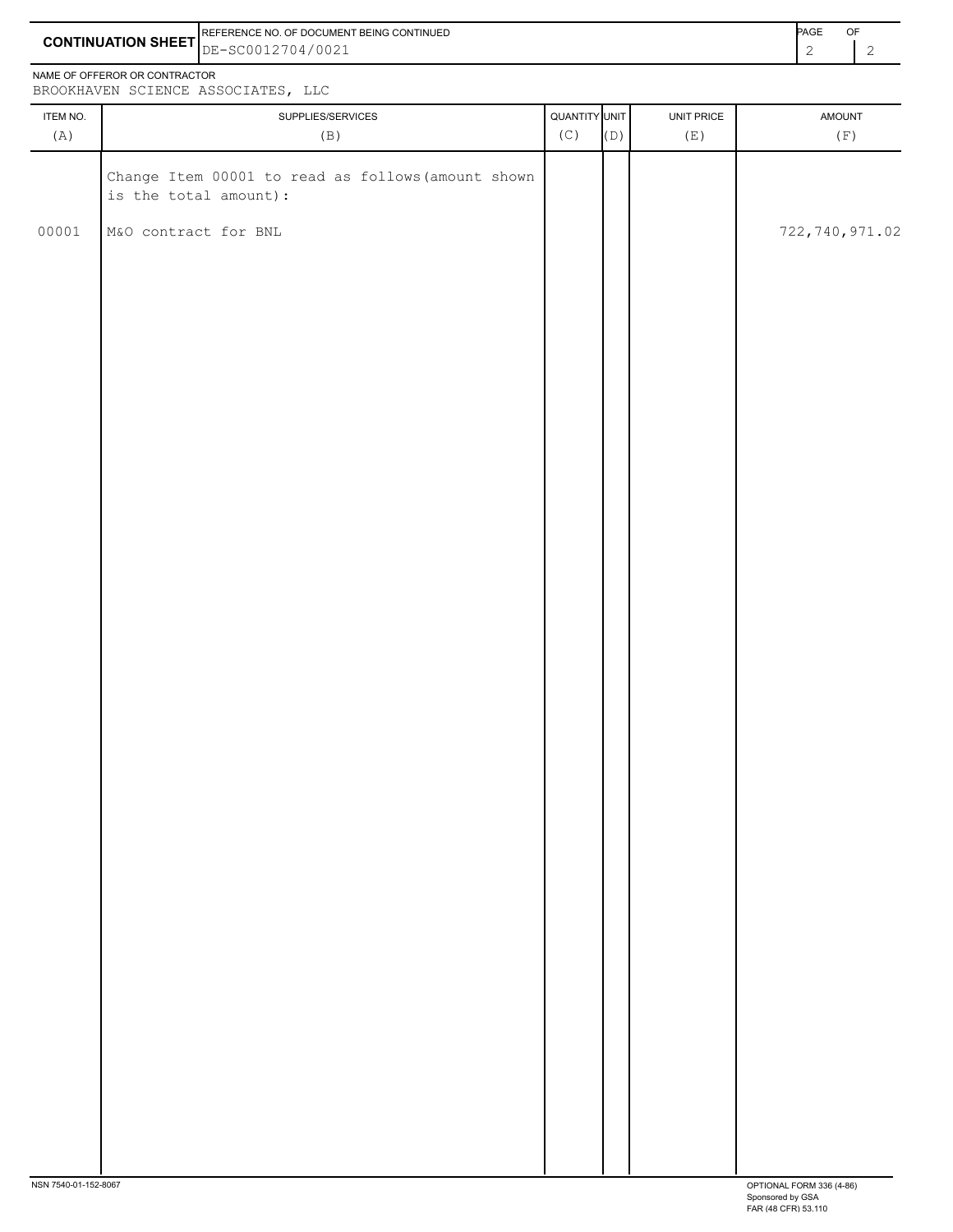**CONTINUATION SHEET**

REFERENCE NO. OF DOCUMENT BEING CONTINUED
DE-SC0012704/0021

NAME OF OFFEROR OR CONTRACTOR
BROOKHAVEN SCIENCE ASSOCIATES, LLC

| ITEM NO. (A) | SUPPLIES/SERVICES (B) | QUANTITY (C) | UNIT (D) | UNIT PRICE (E) | AMOUNT (F) |
|---|---|---|---|---|---|
| | Change Item 00001 to read as follows(amount shown is the total amount): | | | | |
| 00001 | M&O contract for BNL | | | | 722,740,971.02 |

NSN 7540-01-152-8067

OPTIONAL FORM 336 (4-86)
Sponsored by GSA
FAR (48 CFR) 53.110